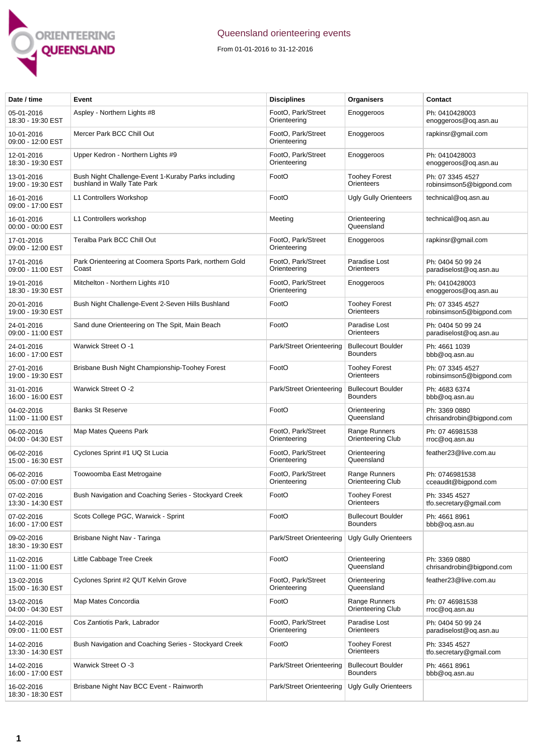# Queensland orienteering events

From 01-01-2016 to 31-12-2016

| Date / time | Event | Disciplines | Organisers | Contact |
|---|---|---|---|---|
| 05-01-2016 18:30 - 19:30 EST | Aspley - Northern Lights #8 | FootO, Park/Street Orienteering | Enoggeroos | Ph: 0410428003 enoggeroos@oq.asn.au |
| 10-01-2016 09:00 - 12:00 EST | Mercer Park BCC Chill Out | FootO, Park/Street Orienteering | Enoggeroos | rapkinsr@gmail.com |
| 12-01-2016 18:30 - 19:30 EST | Upper Kedron - Northern Lights #9 | FootO, Park/Street Orienteering | Enoggeroos | Ph: 0410428003 enoggeroos@oq.asn.au |
| 13-01-2016 19:00 - 19:30 EST | Bush Night Challenge-Event 1-Kuraby Parks including bushland in Wally Tate Park | FootO | Toohey Forest Orienteers | Ph: 07 3345 4527 robinsimson5@bigpond.com |
| 16-01-2016 09:00 - 17:00 EST | L1 Controllers Workshop | FootO | Ugly Gully Orienteers | technical@oq.asn.au |
| 16-01-2016 00:00 - 00:00 EST | L1 Controllers workshop | Meeting | Orienteering Queensland | technical@oq.asn.au |
| 17-01-2016 09:00 - 12:00 EST | Teralba Park BCC Chill Out | FootO, Park/Street Orienteering | Enoggeroos | rapkinsr@gmail.com |
| 17-01-2016 09:00 - 11:00 EST | Park Orienteering at Coomera Sports Park, northern Gold Coast | FootO, Park/Street Orienteering | Paradise Lost Orienteers | Ph: 0404 50 99 24 paradiselost@oq.asn.au |
| 19-01-2016 18:30 - 19:30 EST | Mitchelton - Northern Lights #10 | FootO, Park/Street Orienteering | Enoggeroos | Ph: 0410428003 enoggeroos@oq.asn.au |
| 20-01-2016 19:00 - 19:30 EST | Bush Night Challenge-Event 2-Seven Hills Bushland | FootO | Toohey Forest Orienteers | Ph: 07 3345 4527 robinsimson5@bigpond.com |
| 24-01-2016 09:00 - 11:00 EST | Sand dune Orienteering on The Spit, Main Beach | FootO | Paradise Lost Orienteers | Ph: 0404 50 99 24 paradiselost@oq.asn.au |
| 24-01-2016 16:00 - 17:00 EST | Warwick Street O -1 | Park/Street Orienteering | Bullecourt Boulder Bounders | Ph: 4661 1039 bbb@oq.asn.au |
| 27-01-2016 19:00 - 19:30 EST | Brisbane Bush Night Championship-Toohey Forest | FootO | Toohey Forest Orienteers | Ph: 07 3345 4527 robinsimson5@bigpond.com |
| 31-01-2016 16:00 - 16:00 EST | Warwick Street O -2 | Park/Street Orienteering | Bullecourt Boulder Bounders | Ph: 4683 6374 bbb@oq.asn.au |
| 04-02-2016 11:00 - 11:00 EST | Banks St Reserve | FootO | Orienteering Queensland | Ph: 3369 0880 chrisandrobin@bigpond.com |
| 06-02-2016 04:00 - 04:30 EST | Map Mates Queens Park | FootO, Park/Street Orienteering | Range Runners Orienteering Club | Ph: 07 46981538 rroc@oq.asn.au |
| 06-02-2016 15:00 - 16:30 EST | Cyclones Sprint #1 UQ St Lucia | FootO, Park/Street Orienteering | Orienteering Queensland | feather23@live.com.au |
| 06-02-2016 05:00 - 07:00 EST | Toowoomba East Metrogaine | FootO, Park/Street Orienteering | Range Runners Orienteering Club | Ph: 0746981538 cceaudit@bigpond.com |
| 07-02-2016 13:30 - 14:30 EST | Bush Navigation and Coaching Series - Stockyard Creek | FootO | Toohey Forest Orienteers | Ph: 3345 4527 tfo.secretary@gmail.com |
| 07-02-2016 16:00 - 17:00 EST | Scots College PGC, Warwick - Sprint | FootO | Bullecourt Boulder Bounders | Ph: 4661 8961 bbb@oq.asn.au |
| 09-02-2016 18:30 - 19:30 EST | Brisbane Night Nav - Taringa | Park/Street Orienteering | Ugly Gully Orienteers | |
| 11-02-2016 11:00 - 11:00 EST | Little Cabbage Tree Creek | FootO | Orienteering Queensland | Ph: 3369 0880 chrisandrobin@bigpond.com |
| 13-02-2016 15:00 - 16:30 EST | Cyclones Sprint #2 QUT Kelvin Grove | FootO, Park/Street Orienteering | Orienteering Queensland | feather23@live.com.au |
| 13-02-2016 04:00 - 04:30 EST | Map Mates Concordia | FootO | Range Runners Orienteering Club | Ph: 07 46981538 rroc@oq.asn.au |
| 14-02-2016 09:00 - 11:00 EST | Cos Zantiotis Park, Labrador | FootO, Park/Street Orienteering | Paradise Lost Orienteers | Ph: 0404 50 99 24 paradiselost@oq.asn.au |
| 14-02-2016 13:30 - 14:30 EST | Bush Navigation and Coaching Series - Stockyard Creek | FootO | Toohey Forest Orienteers | Ph: 3345 4527 tfo.secretary@gmail.com |
| 14-02-2016 16:00 - 17:00 EST | Warwick Street O -3 | Park/Street Orienteering | Bullecourt Boulder Bounders | Ph: 4661 8961 bbb@oq.asn.au |
| 16-02-2016 18:30 - 18:30 EST | Brisbane Night Nav BCC Event - Rainworth | Park/Street Orienteering | Ugly Gully Orienteers | |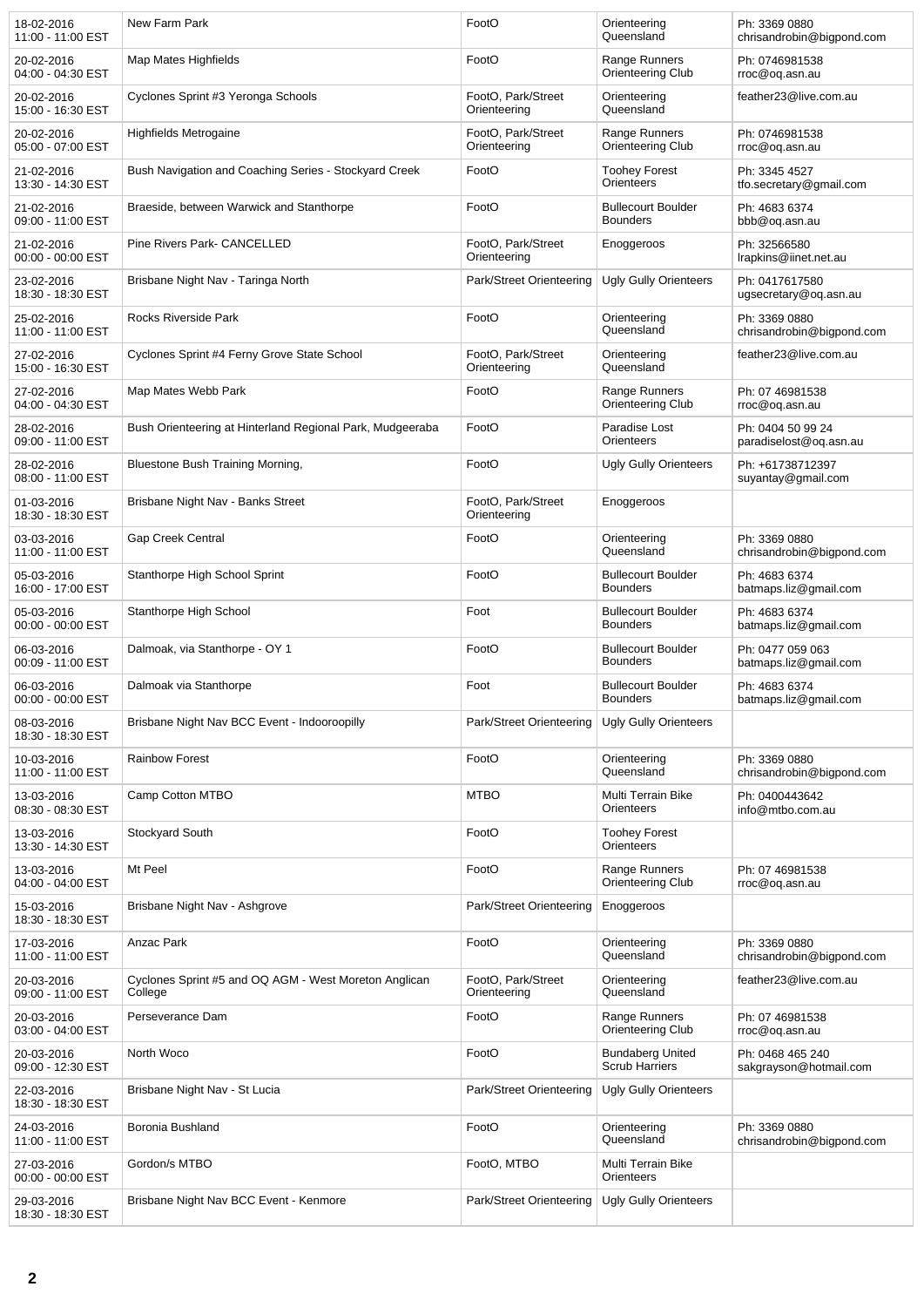| | | | | |
|---|---|---|---|---|
| 18-02-2016 11:00 - 11:00 EST | New Farm Park | FootO | Orienteering Queensland | Ph: 3369 0880 chrisandrobin@bigpond.com |
| 20-02-2016 04:00 - 04:30 EST | Map Mates Highfields | FootO | Range Runners Orienteering Club | Ph: 0746981538 rroc@oq.asn.au |
| 20-02-2016 15:00 - 16:30 EST | Cyclones Sprint #3 Yeronga Schools | FootO, Park/Street Orienteering | Orienteering Queensland | feather23@live.com.au |
| 20-02-2016 05:00 - 07:00 EST | Highfields Metrogaine | FootO, Park/Street Orienteering | Range Runners Orienteering Club | Ph: 0746981538 rroc@oq.asn.au |
| 21-02-2016 13:30 - 14:30 EST | Bush Navigation and Coaching Series - Stockyard Creek | FootO | Toohey Forest Orienteers | Ph: 3345 4527 tfo.secretary@gmail.com |
| 21-02-2016 09:00 - 11:00 EST | Braeside, between Warwick and Stanthorpe | FootO | Bullecourt Boulder Bounders | Ph: 4683 6374 bbb@oq.asn.au |
| 21-02-2016 00:00 - 00:00 EST | Pine Rivers Park- CANCELLED | FootO, Park/Street Orienteering | Enoggeroos | Ph: 32566580 lrapkins@iinet.net.au |
| 23-02-2016 18:30 - 18:30 EST | Brisbane Night Nav - Taringa North | Park/Street Orienteering | Ugly Gully Orienteers | Ph: 0417617580 ugsecretary@oq.asn.au |
| 25-02-2016 11:00 - 11:00 EST | Rocks Riverside Park | FootO | Orienteering Queensland | Ph: 3369 0880 chrisandrobin@bigpond.com |
| 27-02-2016 15:00 - 16:30 EST | Cyclones Sprint #4 Ferny Grove State School | FootO, Park/Street Orienteering | Orienteering Queensland | feather23@live.com.au |
| 27-02-2016 04:00 - 04:30 EST | Map Mates Webb Park | FootO | Range Runners Orienteering Club | Ph: 07 46981538 rroc@oq.asn.au |
| 28-02-2016 09:00 - 11:00 EST | Bush Orienteering at Hinterland Regional Park, Mudgeeraba | FootO | Paradise Lost Orienteers | Ph: 0404 50 99 24 paradiselost@oq.asn.au |
| 28-02-2016 08:00 - 11:00 EST | Bluestone Bush Training Morning, | FootO | Ugly Gully Orienteers | Ph: +61738712397 suyantay@gmail.com |
| 01-03-2016 18:30 - 18:30 EST | Brisbane Night Nav - Banks Street | FootO, Park/Street Orienteering | Enoggeroos | |
| 03-03-2016 11:00 - 11:00 EST | Gap Creek Central | FootO | Orienteering Queensland | Ph: 3369 0880 chrisandrobin@bigpond.com |
| 05-03-2016 16:00 - 17:00 EST | Stanthorpe High School Sprint | FootO | Bullecourt Boulder Bounders | Ph: 4683 6374 batmaps.liz@gmail.com |
| 05-03-2016 00:00 - 00:00 EST | Stanthorpe High School | Foot | Bullecourt Boulder Bounders | Ph: 4683 6374 batmaps.liz@gmail.com |
| 06-03-2016 00:09 - 11:00 EST | Dalmoak, via Stanthorpe - OY 1 | FootO | Bullecourt Boulder Bounders | Ph: 0477 059 063 batmaps.liz@gmail.com |
| 06-03-2016 00:00 - 00:00 EST | Dalmoak via Stanthorpe | Foot | Bullecourt Boulder Bounders | Ph: 4683 6374 batmaps.liz@gmail.com |
| 08-03-2016 18:30 - 18:30 EST | Brisbane Night Nav BCC Event - Indooroopilly | Park/Street Orienteering | Ugly Gully Orienteers | |
| 10-03-2016 11:00 - 11:00 EST | Rainbow Forest | FootO | Orienteering Queensland | Ph: 3369 0880 chrisandrobin@bigpond.com |
| 13-03-2016 08:30 - 08:30 EST | Camp Cotton MTBO | MTBO | Multi Terrain Bike Orienteers | Ph: 0400443642 info@mtbo.com.au |
| 13-03-2016 13:30 - 14:30 EST | Stockyard South | FootO | Toohey Forest Orienteers | |
| 13-03-2016 04:00 - 04:00 EST | Mt Peel | FootO | Range Runners Orienteering Club | Ph: 07 46981538 rroc@oq.asn.au |
| 15-03-2016 18:30 - 18:30 EST | Brisbane Night Nav - Ashgrove | Park/Street Orienteering | Enoggeroos | |
| 17-03-2016 11:00 - 11:00 EST | Anzac Park | FootO | Orienteering Queensland | Ph: 3369 0880 chrisandrobin@bigpond.com |
| 20-03-2016 09:00 - 11:00 EST | Cyclones Sprint #5 and OQ AGM - West Moreton Anglican College | FootO, Park/Street Orienteering | Orienteering Queensland | feather23@live.com.au |
| 20-03-2016 03:00 - 04:00 EST | Perseverance Dam | FootO | Range Runners Orienteering Club | Ph: 07 46981538 rroc@oq.asn.au |
| 20-03-2016 09:00 - 12:30 EST | North Woco | FootO | Bundaberg United Scrub Harriers | Ph: 0468 465 240 sakgrayson@hotmail.com |
| 22-03-2016 18:30 - 18:30 EST | Brisbane Night Nav - St Lucia | Park/Street Orienteering | Ugly Gully Orienteers | |
| 24-03-2016 11:00 - 11:00 EST | Boronia Bushland | FootO | Orienteering Queensland | Ph: 3369 0880 chrisandrobin@bigpond.com |
| 27-03-2016 00:00 - 00:00 EST | Gordon/s MTBO | FootO, MTBO | Multi Terrain Bike Orienteers | |
| 29-03-2016 18:30 - 18:30 EST | Brisbane Night Nav BCC Event - Kenmore | Park/Street Orienteering | Ugly Gully Orienteers | |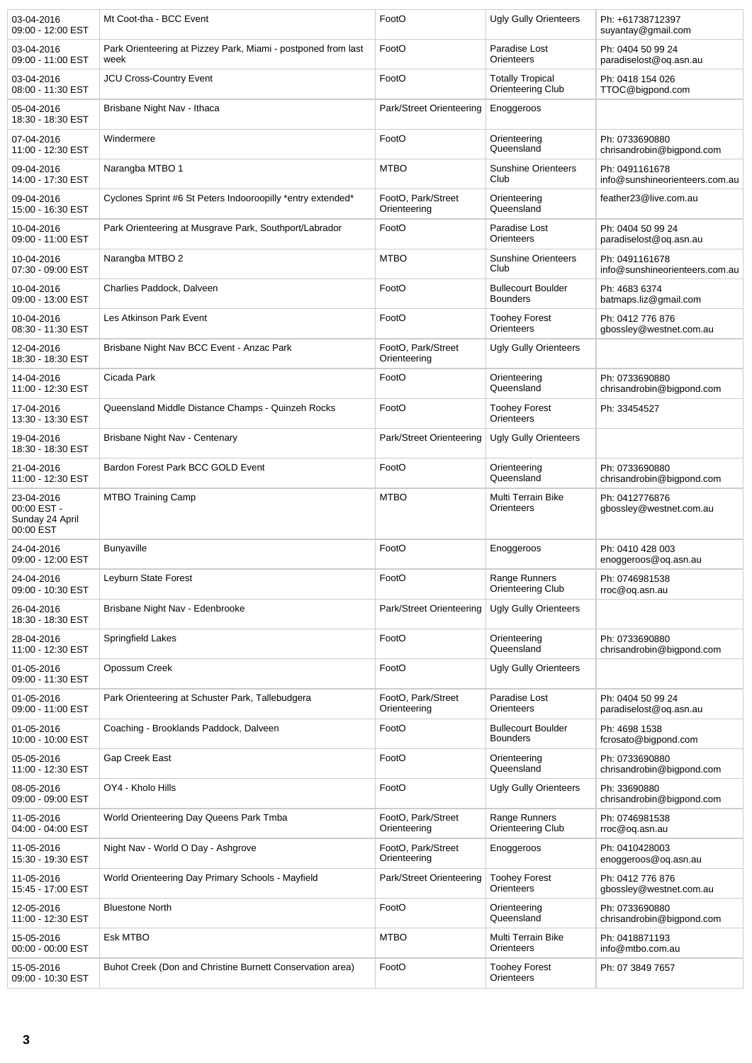| | | | | |
|---|---|---|---|---|
| 03-04-2016 09:00 - 12:00 EST | Mt Coot-tha - BCC Event | FootO | Ugly Gully Orienteers | Ph: +61738712397 suyantay@gmail.com |
| 03-04-2016 09:00 - 11:00 EST | Park Orienteering at Pizzey Park, Miami - postponed from last week | FootO | Paradise Lost Orienteers | Ph: 0404 50 99 24 paradiselost@oq.asn.au |
| 03-04-2016 08:00 - 11:30 EST | JCU Cross-Country Event | FootO | Totally Tropical Orienteering Club | Ph: 0418 154 026 TTOC@bigpond.com |
| 05-04-2016 18:30 - 18:30 EST | Brisbane Night Nav - Ithaca | Park/Street Orienteering | Enoggeroos | |
| 07-04-2016 11:00 - 12:30 EST | Windermere | FootO | Orienteering Queensland | Ph: 0733690880 chrisandrobin@bigpond.com |
| 09-04-2016 14:00 - 17:30 EST | Narangba MTBO 1 | MTBO | Sunshine Orienteers Club | Ph: 0491161678 info@sunshineorienteers.com.au |
| 09-04-2016 15:00 - 16:30 EST | Cyclones Sprint #6 St Peters Indooroopilly *entry extended* | FootO, Park/Street Orienteering | Orienteering Queensland | feather23@live.com.au |
| 10-04-2016 09:00 - 11:00 EST | Park Orienteering at Musgrave Park, Southport/Labrador | FootO | Paradise Lost Orienteers | Ph: 0404 50 99 24 paradiselost@oq.asn.au |
| 10-04-2016 07:30 - 09:00 EST | Narangba MTBO 2 | MTBO | Sunshine Orienteers Club | Ph: 0491161678 info@sunshineorienteers.com.au |
| 10-04-2016 09:00 - 13:00 EST | Charlies Paddock, Dalveen | FootO | Bullecourt Boulder Bounders | Ph: 4683 6374 batmaps.liz@gmail.com |
| 10-04-2016 08:30 - 11:30 EST | Les Atkinson Park Event | FootO | Toohey Forest Orienteers | Ph: 0412 776 876 gbossley@westnet.com.au |
| 12-04-2016 18:30 - 18:30 EST | Brisbane Night Nav BCC Event - Anzac Park | FootO, Park/Street Orienteering | Ugly Gully Orienteers | |
| 14-04-2016 11:00 - 12:30 EST | Cicada Park | FootO | Orienteering Queensland | Ph: 0733690880 chrisandrobin@bigpond.com |
| 17-04-2016 13:30 - 13:30 EST | Queensland Middle Distance Champs - Quinzeh Rocks | FootO | Toohey Forest Orienteers | Ph: 33454527 |
| 19-04-2016 18:30 - 18:30 EST | Brisbane Night Nav - Centenary | Park/Street Orienteering | Ugly Gully Orienteers | |
| 21-04-2016 11:00 - 12:30 EST | Bardon Forest Park BCC GOLD Event | FootO | Orienteering Queensland | Ph: 0733690880 chrisandrobin@bigpond.com |
| 23-04-2016 00:00 EST - Sunday 24 April 00:00 EST | MTBO Training Camp | MTBO | Multi Terrain Bike Orienteers | Ph: 0412776876 gbossley@westnet.com.au |
| 24-04-2016 09:00 - 12:00 EST | Bunyaville | FootO | Enoggeroos | Ph: 0410 428 003 enoggeroos@oq.asn.au |
| 24-04-2016 09:00 - 10:30 EST | Leyburn State Forest | FootO | Range Runners Orienteering Club | Ph: 0746981538 rroc@oq.asn.au |
| 26-04-2016 18:30 - 18:30 EST | Brisbane Night Nav - Edenbrooke | Park/Street Orienteering | Ugly Gully Orienteers | |
| 28-04-2016 11:00 - 12:30 EST | Springfield Lakes | FootO | Orienteering Queensland | Ph: 0733690880 chrisandrobin@bigpond.com |
| 01-05-2016 09:00 - 11:30 EST | Opossum Creek | FootO | Ugly Gully Orienteers | |
| 01-05-2016 09:00 - 11:00 EST | Park Orienteering at Schuster Park, Tallebudgera | FootO, Park/Street Orienteering | Paradise Lost Orienteers | Ph: 0404 50 99 24 paradiselost@oq.asn.au |
| 01-05-2016 10:00 - 10:00 EST | Coaching - Brooklands Paddock, Dalveen | FootO | Bullecourt Boulder Bounders | Ph: 4698 1538 fcrosato@bigpond.com |
| 05-05-2016 11:00 - 12:30 EST | Gap Creek East | FootO | Orienteering Queensland | Ph: 0733690880 chrisandrobin@bigpond.com |
| 08-05-2016 09:00 - 09:00 EST | OY4 - Kholo Hills | FootO | Ugly Gully Orienteers | Ph: 33690880 chrisandrobin@bigpond.com |
| 11-05-2016 04:00 - 04:00 EST | World Orienteering Day Queens Park Tmba | FootO, Park/Street Orienteering | Range Runners Orienteering Club | Ph: 0746981538 rroc@oq.asn.au |
| 11-05-2016 15:30 - 19:30 EST | Night Nav - World O Day - Ashgrove | FootO, Park/Street Orienteering | Enoggeroos | Ph: 0410428003 enoggeroos@oq.asn.au |
| 11-05-2016 15:45 - 17:00 EST | World Orienteering Day Primary Schools - Mayfield | Park/Street Orienteering | Toohey Forest Orienteers | Ph: 0412 776 876 gbossley@westnet.com.au |
| 12-05-2016 11:00 - 12:30 EST | Bluestone North | FootO | Orienteering Queensland | Ph: 0733690880 chrisandrobin@bigpond.com |
| 15-05-2016 00:00 - 00:00 EST | Esk MTBO | MTBO | Multi Terrain Bike Orienteers | Ph: 0418871193 info@mtbo.com.au |
| 15-05-2016 09:00 - 10:30 EST | Buhot Creek (Don and Christine Burnett Conservation area) | FootO | Toohey Forest Orienteers | Ph: 07 3849 7657 |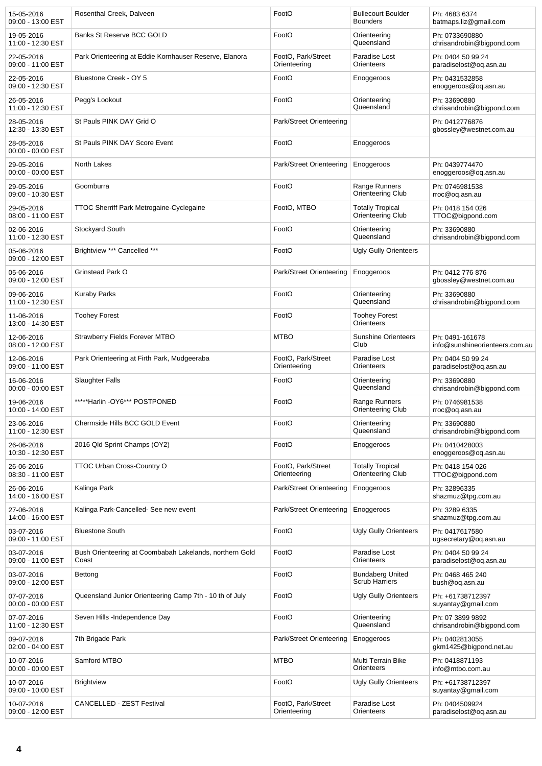| | | | | |
|---|---|---|---|---|
| 15-05-2016 09:00 - 13:00 EST | Rosenthal Creek, Dalveen | FootO | Bullecourt Boulder Bounders | Ph: 4683 6374 batmaps.liz@gmail.com |
| 19-05-2016 11:00 - 12:30 EST | Banks St Reserve BCC GOLD | FootO | Orienteering Queensland | Ph: 0733690880 chrisandrobin@bigpond.com |
| 22-05-2016 09:00 - 11:00 EST | Park Orienteering at Eddie Kornhauser Reserve, Elanora | FootO, Park/Street Orienteering | Paradise Lost Orienteers | Ph: 0404 50 99 24 paradiselost@oq.asn.au |
| 22-05-2016 09:00 - 12:30 EST | Bluestone Creek - OY 5 | FootO | Enoggeroos | Ph: 0431532858 enoggeroos@oq.asn.au |
| 26-05-2016 11:00 - 12:30 EST | Pegg's Lookout | FootO | Orienteering Queensland | Ph: 33690880 chrisandrobin@bigpond.com |
| 28-05-2016 12:30 - 13:30 EST | St Pauls PINK DAY Grid O | Park/Street Orienteering | | Ph: 0412776876 gbossley@westnet.com.au |
| 28-05-2016 00:00 - 00:00 EST | St Pauls PINK DAY Score Event | FootO | Enoggeroos | |
| 29-05-2016 00:00 - 00:00 EST | North Lakes | Park/Street Orienteering | Enoggeroos | Ph: 0439774470 enoggeroos@oq.asn.au |
| 29-05-2016 09:00 - 10:30 EST | Goomburra | FootO | Range Runners Orienteering Club | Ph: 0746981538 rroc@oq.asn.au |
| 29-05-2016 08:00 - 11:00 EST | TTOC Sherriff Park Metrogaine-Cyclegaine | FootO, MTBO | Totally Tropical Orienteering Club | Ph: 0418 154 026 TTOC@bigpond.com |
| 02-06-2016 11:00 - 12:30 EST | Stockyard South | FootO | Orienteering Queensland | Ph: 33690880 chrisandrobin@bigpond.com |
| 05-06-2016 09:00 - 12:00 EST | Brightview *** Cancelled *** | FootO | Ugly Gully Orienteers | |
| 05-06-2016 09:00 - 12:00 EST | Grinstead Park O | Park/Street Orienteering | Enoggeroos | Ph: 0412 776 876 gbossley@westnet.com.au |
| 09-06-2016 11:00 - 12:30 EST | Kuraby Parks | FootO | Orienteering Queensland | Ph: 33690880 chrisandrobin@bigpond.com |
| 11-06-2016 13:00 - 14:30 EST | Toohey Forest | FootO | Toohey Forest Orienteers | |
| 12-06-2016 08:00 - 12:00 EST | Strawberry Fields Forever MTBO | MTBO | Sunshine Orienteers Club | Ph: 0491-161678 info@sunshineorienteers.com.au |
| 12-06-2016 09:00 - 11:00 EST | Park Orienteering at Firth Park, Mudgeeraba | FootO, Park/Street Orienteering | Paradise Lost Orienteers | Ph: 0404 50 99 24 paradiselost@oq.asn.au |
| 16-06-2016 00:00 - 00:00 EST | Slaughter Falls | FootO | Orienteering Queensland | Ph: 33690880 chrisandrobin@bigpond.com |
| 19-06-2016 10:00 - 14:00 EST | *****Harlin -OY6*** POSTPONED | FootO | Range Runners Orienteering Club | Ph: 0746981538 rroc@oq.asn.au |
| 23-06-2016 11:00 - 12:30 EST | Chermside Hills BCC GOLD Event | FootO | Orienteering Queensland | Ph: 33690880 chrisandrobin@bigpond.com |
| 26-06-2016 10:30 - 12:30 EST | 2016 Qld Sprint Champs (OY2) | FootO | Enoggeroos | Ph: 0410428003 enoggeroos@oq.asn.au |
| 26-06-2016 08:30 - 11:00 EST | TTOC Urban Cross-Country O | FootO, Park/Street Orienteering | Totally Tropical Orienteering Club | Ph: 0418 154 026 TTOC@bigpond.com |
| 26-06-2016 14:00 - 16:00 EST | Kalinga Park | Park/Street Orienteering | Enoggeroos | Ph: 32896335 shazmuz@tpg.com.au |
| 27-06-2016 14:00 - 16:00 EST | Kalinga Park-Cancelled- See new event | Park/Street Orienteering | Enoggeroos | Ph: 3289 6335 shazmuz@tpg.com.au |
| 03-07-2016 09:00 - 11:00 EST | Bluestone South | FootO | Ugly Gully Orienteers | Ph: 0417617580 ugsecretary@oq.asn.au |
| 03-07-2016 09:00 - 11:00 EST | Bush Orienteering at Coombabah Lakelands, northern Gold Coast | FootO | Paradise Lost Orienteers | Ph: 0404 50 99 24 paradiselost@oq.asn.au |
| 03-07-2016 09:00 - 12:00 EST | Bettong | FootO | Bundaberg United Scrub Harriers | Ph: 0468 465 240 bush@oq.asn.au |
| 07-07-2016 00:00 - 00:00 EST | Queensland Junior Orienteering Camp 7th - 10 th of July | FootO | Ugly Gully Orienteers | Ph: +61738712397 suyantay@gmail.com |
| 07-07-2016 11:00 - 12:30 EST | Seven Hills -Independence Day | FootO | Orienteering Queensland | Ph: 07 3899 9892 chrisandrobin@bigpond.com |
| 09-07-2016 02:00 - 04:00 EST | 7th Brigade Park | Park/Street Orienteering | Enoggeroos | Ph: 0402813055 gkm1425@bigpond.net.au |
| 10-07-2016 00:00 - 00:00 EST | Samford MTBO | MTBO | Multi Terrain Bike Orienteers | Ph: 0418871193 info@mtbo.com.au |
| 10-07-2016 09:00 - 10:00 EST | Brightview | FootO | Ugly Gully Orienteers | Ph: +61738712397 suyantay@gmail.com |
| 10-07-2016 09:00 - 12:00 EST | CANCELLED - ZEST Festival | FootO, Park/Street Orienteering | Paradise Lost Orienteers | Ph: 0404509924 paradiselost@oq.asn.au |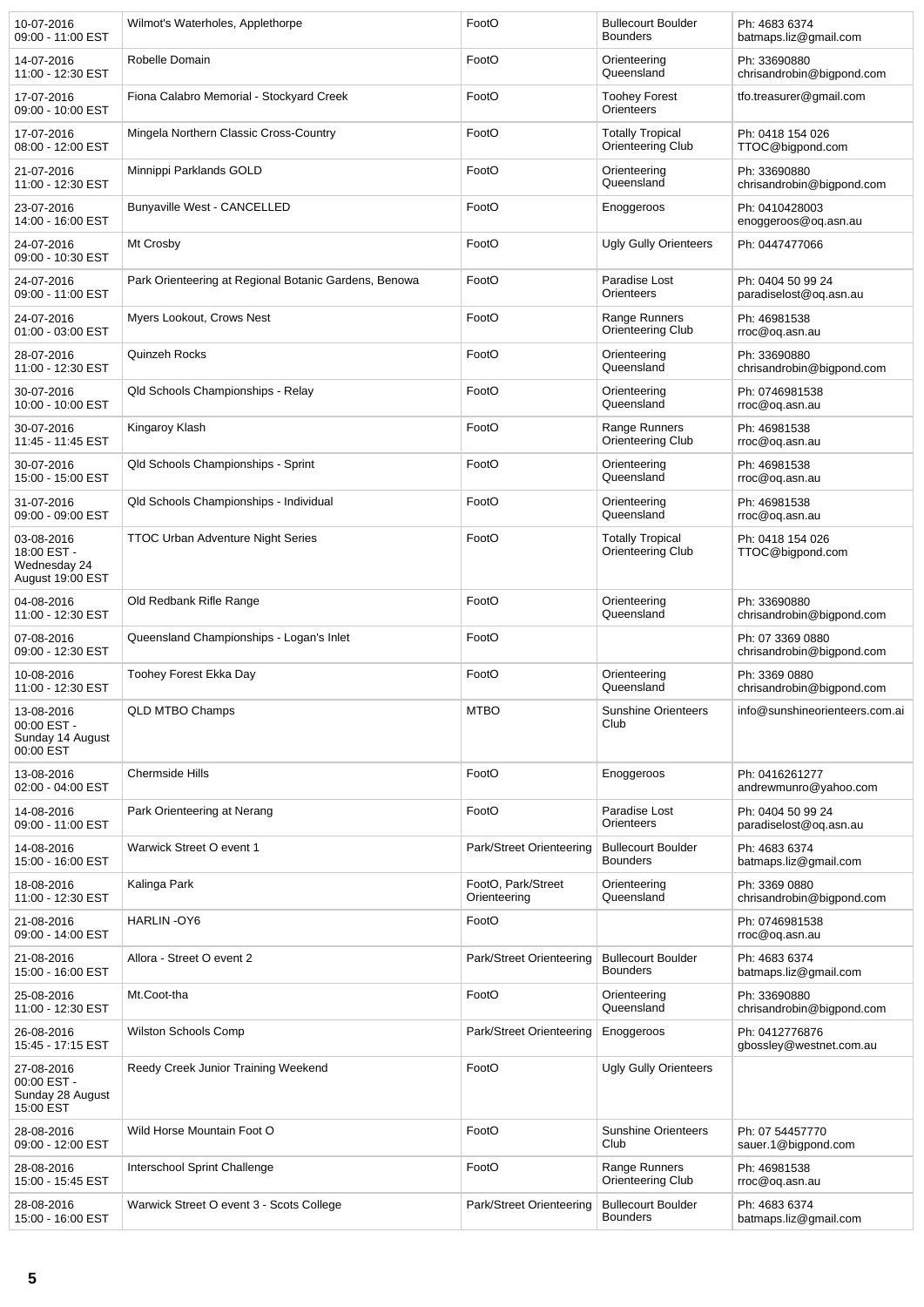| | | | | |
|---|---|---|---|---|
| 10-07-2016 09:00 - 11:00 EST | Wilmot's Waterholes, Applethorpe | FootO | Bullecourt Boulder Bounders | Ph: 4683 6374 batmaps.liz@gmail.com |
| 14-07-2016 11:00 - 12:30 EST | Robelle Domain | FootO | Orienteering Queensland | Ph: 33690880 chrisandrobin@bigpond.com |
| 17-07-2016 09:00 - 10:00 EST | Fiona Calabro Memorial - Stockyard Creek | FootO | Toohey Forest Orienteers | tfo.treasurer@gmail.com |
| 17-07-2016 08:00 - 12:00 EST | Mingela Northern Classic Cross-Country | FootO | Totally Tropical Orienteering Club | Ph: 0418 154 026 TTOC@bigpond.com |
| 21-07-2016 11:00 - 12:30 EST | Minnippi Parklands GOLD | FootO | Orienteering Queensland | Ph: 33690880 chrisandrobin@bigpond.com |
| 23-07-2016 14:00 - 16:00 EST | Bunyaville West - CANCELLED | FootO | Enoggeroos | Ph: 0410428003 enoggeroos@oq.asn.au |
| 24-07-2016 09:00 - 10:30 EST | Mt Crosby | FootO | Ugly Gully Orienteers | Ph: 0447477066 |
| 24-07-2016 09:00 - 11:00 EST | Park Orienteering at Regional Botanic Gardens, Benowa | FootO | Paradise Lost Orienteers | Ph: 0404 50 99 24 paradiselost@oq.asn.au |
| 24-07-2016 01:00 - 03:00 EST | Myers Lookout, Crows Nest | FootO | Range Runners Orienteering Club | Ph: 46981538 rroc@oq.asn.au |
| 28-07-2016 11:00 - 12:30 EST | Quinzeh Rocks | FootO | Orienteering Queensland | Ph: 33690880 chrisandrobin@bigpond.com |
| 30-07-2016 10:00 - 10:00 EST | Qld Schools Championships - Relay | FootO | Orienteering Queensland | Ph: 0746981538 rroc@oq.asn.au |
| 30-07-2016 11:45 - 11:45 EST | Kingaroy Klash | FootO | Range Runners Orienteering Club | Ph: 46981538 rroc@oq.asn.au |
| 30-07-2016 15:00 - 15:00 EST | Qld Schools Championships - Sprint | FootO | Orienteering Queensland | Ph: 46981538 rroc@oq.asn.au |
| 31-07-2016 09:00 - 09:00 EST | Qld Schools Championships - Individual | FootO | Orienteering Queensland | Ph: 46981538 rroc@oq.asn.au |
| 03-08-2016 18:00 EST - Wednesday 24 August 19:00 EST | TTOC Urban Adventure Night Series | FootO | Totally Tropical Orienteering Club | Ph: 0418 154 026 TTOC@bigpond.com |
| 04-08-2016 11:00 - 12:30 EST | Old Redbank Rifle Range | FootO | Orienteering Queensland | Ph: 33690880 chrisandrobin@bigpond.com |
| 07-08-2016 09:00 - 12:30 EST | Queensland Championships - Logan's Inlet | FootO | | Ph: 07 3369 0880 chrisandrobin@bigpond.com |
| 10-08-2016 11:00 - 12:30 EST | Toohey Forest Ekka Day | FootO | Orienteering Queensland | Ph: 3369 0880 chrisandrobin@bigpond.com |
| 13-08-2016 00:00 EST - Sunday 14 August 00:00 EST | QLD MTBO Champs | MTBO | Sunshine Orienteers Club | info@sunshineorienteers.com.ai |
| 13-08-2016 02:00 - 04:00 EST | Chermside Hills | FootO | Enoggeroos | Ph: 0416261277 andrewmunro@yahoo.com |
| 14-08-2016 09:00 - 11:00 EST | Park Orienteering at Nerang | FootO | Paradise Lost Orienteers | Ph: 0404 50 99 24 paradiselost@oq.asn.au |
| 14-08-2016 15:00 - 16:00 EST | Warwick Street O event 1 | Park/Street Orienteering | Bullecourt Boulder Bounders | Ph: 4683 6374 batmaps.liz@gmail.com |
| 18-08-2016 11:00 - 12:30 EST | Kalinga Park | FootO, Park/Street Orienteering | Orienteering Queensland | Ph: 3369 0880 chrisandrobin@bigpond.com |
| 21-08-2016 09:00 - 14:00 EST | HARLIN -OY6 | FootO | | Ph: 0746981538 rroc@oq.asn.au |
| 21-08-2016 15:00 - 16:00 EST | Allora - Street O event 2 | Park/Street Orienteering | Bullecourt Boulder Bounders | Ph: 4683 6374 batmaps.liz@gmail.com |
| 25-08-2016 11:00 - 12:30 EST | Mt.Coot-tha | FootO | Orienteering Queensland | Ph: 33690880 chrisandrobin@bigpond.com |
| 26-08-2016 15:45 - 17:15 EST | Wilston Schools Comp | Park/Street Orienteering | Enoggeroos | Ph: 0412776876 gbossley@westnet.com.au |
| 27-08-2016 00:00 EST - Sunday 28 August 15:00 EST | Reedy Creek Junior Training Weekend | FootO | Ugly Gully Orienteers | |
| 28-08-2016 09:00 - 12:00 EST | Wild Horse Mountain Foot O | FootO | Sunshine Orienteers Club | Ph: 07 54457770 sauer.1@bigpond.com |
| 28-08-2016 15:00 - 15:45 EST | Interschool Sprint Challenge | FootO | Range Runners Orienteering Club | Ph: 46981538 rroc@oq.asn.au |
| 28-08-2016 15:00 - 16:00 EST | Warwick Street O event 3 - Scots College | Park/Street Orienteering | Bullecourt Boulder Bounders | Ph: 4683 6374 batmaps.liz@gmail.com |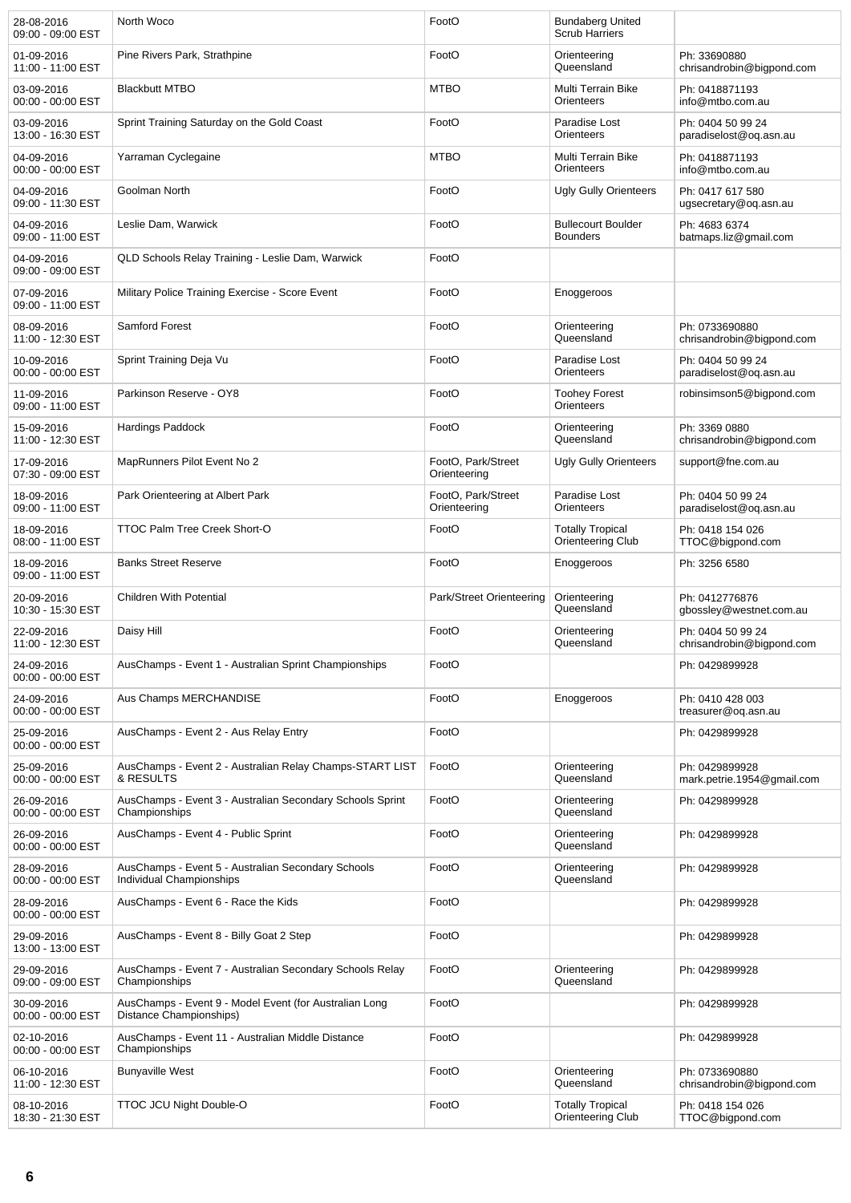| | | | | |
|---|---|---|---|---|
| 28-08-2016 09:00 - 09:00 EST | North Woco | FootO | Bundaberg United Scrub Harriers | |
| 01-09-2016 11:00 - 11:00 EST | Pine Rivers Park, Strathpine | FootO | Orienteering Queensland | Ph: 33690880 chrisandrobin@bigpond.com |
| 03-09-2016 00:00 - 00:00 EST | Blackbutt MTBO | MTBO | Multi Terrain Bike Orienteers | Ph: 0418871193 info@mtbo.com.au |
| 03-09-2016 13:00 - 16:30 EST | Sprint Training Saturday on the Gold Coast | FootO | Paradise Lost Orienteers | Ph: 0404 50 99 24 paradiselost@oq.asn.au |
| 04-09-2016 00:00 - 00:00 EST | Yarraman Cyclegaine | MTBO | Multi Terrain Bike Orienteers | Ph: 0418871193 info@mtbo.com.au |
| 04-09-2016 09:00 - 11:30 EST | Goolman North | FootO | Ugly Gully Orienteers | Ph: 0417 617 580 ugsecretary@oq.asn.au |
| 04-09-2016 09:00 - 11:00 EST | Leslie Dam, Warwick | FootO | Bullecourt Boulder Bounders | Ph: 4683 6374 batmaps.liz@gmail.com |
| 04-09-2016 09:00 - 09:00 EST | QLD Schools Relay Training - Leslie Dam, Warwick | FootO | | |
| 07-09-2016 09:00 - 11:00 EST | Military Police Training Exercise - Score Event | FootO | Enoggeroos | |
| 08-09-2016 11:00 - 12:30 EST | Samford Forest | FootO | Orienteering Queensland | Ph: 0733690880 chrisandrobin@bigpond.com |
| 10-09-2016 00:00 - 00:00 EST | Sprint Training Deja Vu | FootO | Paradise Lost Orienteers | Ph: 0404 50 99 24 paradiselost@oq.asn.au |
| 11-09-2016 09:00 - 11:00 EST | Parkinson Reserve - OY8 | FootO | Toohey Forest Orienteers | robinsimson5@bigpond.com |
| 15-09-2016 11:00 - 12:30 EST | Hardings Paddock | FootO | Orienteering Queensland | Ph: 3369 0880 chrisandrobin@bigpond.com |
| 17-09-2016 07:30 - 09:00 EST | MapRunners Pilot Event No 2 | FootO, Park/Street Orienteering | Ugly Gully Orienteers | support@fne.com.au |
| 18-09-2016 09:00 - 11:00 EST | Park Orienteering at Albert Park | FootO, Park/Street Orienteering | Paradise Lost Orienteers | Ph: 0404 50 99 24 paradiselost@oq.asn.au |
| 18-09-2016 08:00 - 11:00 EST | TTOC Palm Tree Creek Short-O | FootO | Totally Tropical Orienteering Club | Ph: 0418 154 026 TTOC@bigpond.com |
| 18-09-2016 09:00 - 11:00 EST | Banks Street Reserve | FootO | Enoggeroos | Ph: 3256 6580 |
| 20-09-2016 10:30 - 15:30 EST | Children With Potential | Park/Street Orienteering | Orienteering Queensland | Ph: 0412776876 gbossley@westnet.com.au |
| 22-09-2016 11:00 - 12:30 EST | Daisy Hill | FootO | Orienteering Queensland | Ph: 0404 50 99 24 chrisandrobin@bigpond.com |
| 24-09-2016 00:00 - 00:00 EST | AusChamps - Event 1 - Australian Sprint Championships | FootO | | Ph: 0429899928 |
| 24-09-2016 00:00 - 00:00 EST | Aus Champs MERCHANDISE | FootO | Enoggeroos | Ph: 0410 428 003 treasurer@oq.asn.au |
| 25-09-2016 00:00 - 00:00 EST | AusChamps - Event 2 - Aus Relay Entry | FootO | | Ph: 0429899928 |
| 25-09-2016 00:00 - 00:00 EST | AusChamps - Event 2 - Australian Relay Champs-START LIST & RESULTS | FootO | Orienteering Queensland | Ph: 0429899928 mark.petrie.1954@gmail.com |
| 26-09-2016 00:00 - 00:00 EST | AusChamps - Event 3 - Australian Secondary Schools Sprint Championships | FootO | Orienteering Queensland | Ph: 0429899928 |
| 26-09-2016 00:00 - 00:00 EST | AusChamps - Event 4 - Public Sprint | FootO | Orienteering Queensland | Ph: 0429899928 |
| 28-09-2016 00:00 - 00:00 EST | AusChamps - Event 5 - Australian Secondary Schools Individual Championships | FootO | Orienteering Queensland | Ph: 0429899928 |
| 28-09-2016 00:00 - 00:00 EST | AusChamps - Event 6 - Race the Kids | FootO | | Ph: 0429899928 |
| 29-09-2016 13:00 - 13:00 EST | AusChamps - Event 8 - Billy Goat 2 Step | FootO | | Ph: 0429899928 |
| 29-09-2016 09:00 - 09:00 EST | AusChamps - Event 7 - Australian Secondary Schools Relay Championships | FootO | Orienteering Queensland | Ph: 0429899928 |
| 30-09-2016 00:00 - 00:00 EST | AusChamps - Event 9 - Model Event (for Australian Long Distance Championships) | FootO | | Ph: 0429899928 |
| 02-10-2016 00:00 - 00:00 EST | AusChamps - Event 11 - Australian Middle Distance Championships | FootO | | Ph: 0429899928 |
| 06-10-2016 11:00 - 12:30 EST | Bunyaville West | FootO | Orienteering Queensland | Ph: 0733690880 chrisandrobin@bigpond.com |
| 08-10-2016 18:30 - 21:30 EST | TTOC JCU Night Double-O | FootO | Totally Tropical Orienteering Club | Ph: 0418 154 026 TTOC@bigpond.com |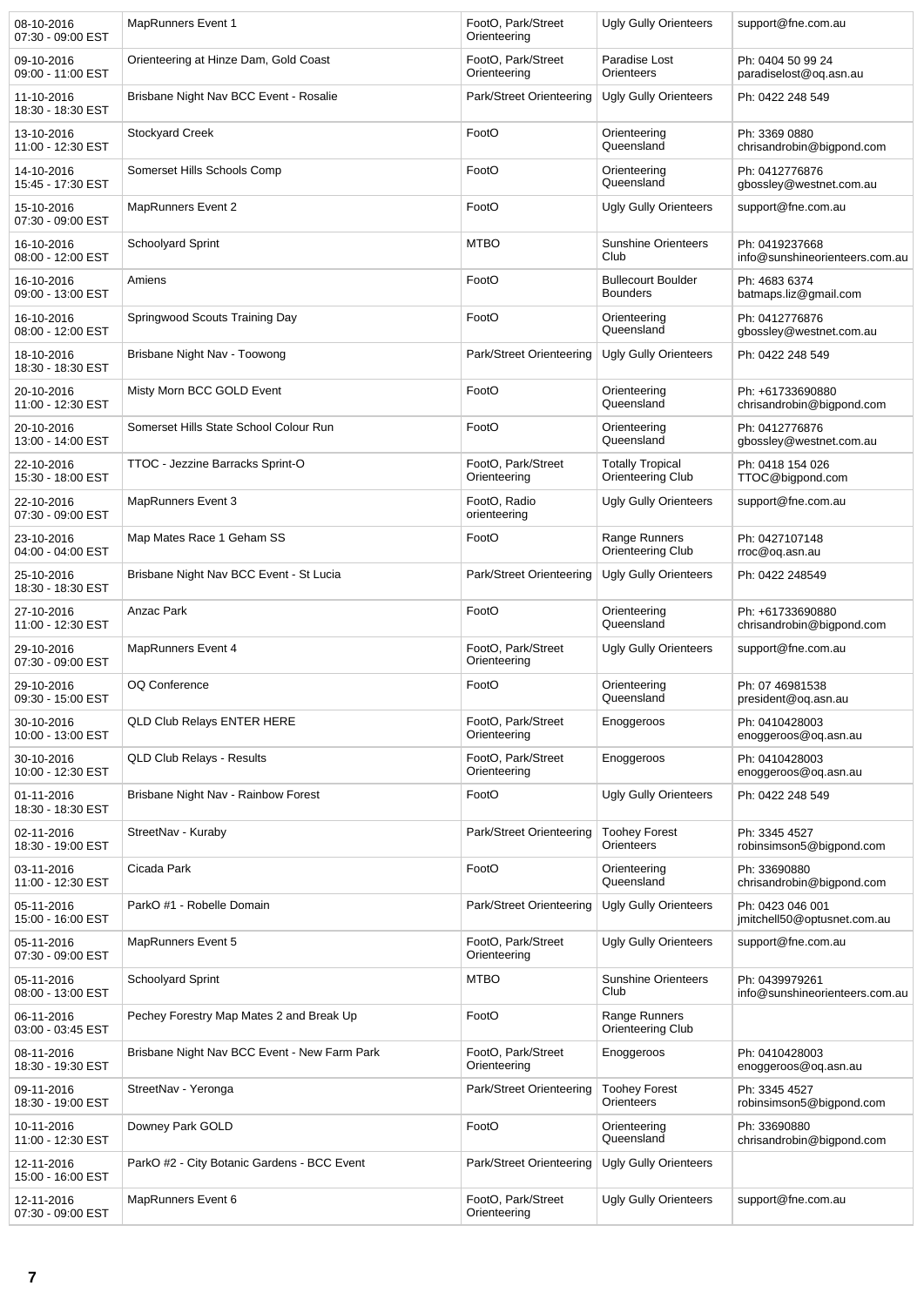| | | | | |
|---|---|---|---|---|
| 08-10-2016 07:30 - 09:00 EST | MapRunners Event 1 | FootO, Park/Street Orienteering | Ugly Gully Orienteers | support@fne.com.au |
| 09-10-2016 09:00 - 11:00 EST | Orienteering at Hinze Dam, Gold Coast | FootO, Park/Street Orienteering | Paradise Lost Orienteers | Ph: 0404 50 99 24 paradiselost@oq.asn.au |
| 11-10-2016 18:30 - 18:30 EST | Brisbane Night Nav BCC Event - Rosalie | Park/Street Orienteering | Ugly Gully Orienteers | Ph: 0422 248 549 |
| 13-10-2016 11:00 - 12:30 EST | Stockyard Creek | FootO | Orienteering Queensland | Ph: 3369 0880 chrisandrobin@bigpond.com |
| 14-10-2016 15:45 - 17:30 EST | Somerset Hills Schools Comp | FootO | Orienteering Queensland | Ph: 0412776876 gbossley@westnet.com.au |
| 15-10-2016 07:30 - 09:00 EST | MapRunners Event 2 | FootO | Ugly Gully Orienteers | support@fne.com.au |
| 16-10-2016 08:00 - 12:00 EST | Schoolyard Sprint | MTBO | Sunshine Orienteers Club | Ph: 0419237668 info@sunshineorienteers.com.au |
| 16-10-2016 09:00 - 13:00 EST | Amiens | FootO | Bullecourt Boulder Bounders | Ph: 4683 6374 batmaps.liz@gmail.com |
| 16-10-2016 08:00 - 12:00 EST | Springwood Scouts Training Day | FootO | Orienteering Queensland | Ph: 0412776876 gbossley@westnet.com.au |
| 18-10-2016 18:30 - 18:30 EST | Brisbane Night Nav - Toowong | Park/Street Orienteering | Ugly Gully Orienteers | Ph: 0422 248 549 |
| 20-10-2016 11:00 - 12:30 EST | Misty Morn BCC GOLD Event | FootO | Orienteering Queensland | Ph: +61733690880 chrisandrobin@bigpond.com |
| 20-10-2016 13:00 - 14:00 EST | Somerset Hills State School Colour Run | FootO | Orienteering Queensland | Ph: 0412776876 gbossley@westnet.com.au |
| 22-10-2016 15:30 - 18:00 EST | TTOC - Jezzine Barracks Sprint-O | FootO, Park/Street Orienteering | Totally Tropical Orienteering Club | Ph: 0418 154 026 TTOC@bigpond.com |
| 22-10-2016 07:30 - 09:00 EST | MapRunners Event 3 | FootO, Radio orienteering | Ugly Gully Orienteers | support@fne.com.au |
| 23-10-2016 04:00 - 04:00 EST | Map Mates Race 1 Geham SS | FootO | Range Runners Orienteering Club | Ph: 0427107148 rroc@oq.asn.au |
| 25-10-2016 18:30 - 18:30 EST | Brisbane Night Nav BCC Event - St Lucia | Park/Street Orienteering | Ugly Gully Orienteers | Ph: 0422 248549 |
| 27-10-2016 11:00 - 12:30 EST | Anzac Park | FootO | Orienteering Queensland | Ph: +61733690880 chrisandrobin@bigpond.com |
| 29-10-2016 07:30 - 09:00 EST | MapRunners Event 4 | FootO, Park/Street Orienteering | Ugly Gully Orienteers | support@fne.com.au |
| 29-10-2016 09:30 - 15:00 EST | OQ Conference | FootO | Orienteering Queensland | Ph: 07 46981538 president@oq.asn.au |
| 30-10-2016 10:00 - 13:00 EST | QLD Club Relays ENTER HERE | FootO, Park/Street Orienteering | Enoggeroos | Ph: 0410428003 enoggeroos@oq.asn.au |
| 30-10-2016 10:00 - 12:30 EST | QLD Club Relays - Results | FootO, Park/Street Orienteering | Enoggeroos | Ph: 0410428003 enoggeroos@oq.asn.au |
| 01-11-2016 18:30 - 18:30 EST | Brisbane Night Nav - Rainbow Forest | FootO | Ugly Gully Orienteers | Ph: 0422 248 549 |
| 02-11-2016 18:30 - 19:00 EST | StreetNav - Kuraby | Park/Street Orienteering | Toohey Forest Orienteers | Ph: 3345 4527 robinsimson5@bigpond.com |
| 03-11-2016 11:00 - 12:30 EST | Cicada Park | FootO | Orienteering Queensland | Ph: 33690880 chrisandrobin@bigpond.com |
| 05-11-2016 15:00 - 16:00 EST | ParkO #1 - Robelle Domain | Park/Street Orienteering | Ugly Gully Orienteers | Ph: 0423 046 001 jmitchell50@optusnet.com.au |
| 05-11-2016 07:30 - 09:00 EST | MapRunners Event 5 | FootO, Park/Street Orienteering | Ugly Gully Orienteers | support@fne.com.au |
| 05-11-2016 08:00 - 13:00 EST | Schoolyard Sprint | MTBO | Sunshine Orienteers Club | Ph: 0439979261 info@sunshineorienteers.com.au |
| 06-11-2016 03:00 - 03:45 EST | Pechey Forestry Map Mates 2 and Break Up | FootO | Range Runners Orienteering Club | |
| 08-11-2016 18:30 - 19:30 EST | Brisbane Night Nav BCC Event - New Farm Park | FootO, Park/Street Orienteering | Enoggeroos | Ph: 0410428003 enoggeroos@oq.asn.au |
| 09-11-2016 18:30 - 19:00 EST | StreetNav - Yeronga | Park/Street Orienteering | Toohey Forest Orienteers | Ph: 3345 4527 robinsimson5@bigpond.com |
| 10-11-2016 11:00 - 12:30 EST | Downey Park GOLD | FootO | Orienteering Queensland | Ph: 33690880 chrisandrobin@bigpond.com |
| 12-11-2016 15:00 - 16:00 EST | ParkO #2 - City Botanic Gardens - BCC Event | Park/Street Orienteering | Ugly Gully Orienteers | |
| 12-11-2016 07:30 - 09:00 EST | MapRunners Event 6 | FootO, Park/Street Orienteering | Ugly Gully Orienteers | support@fne.com.au |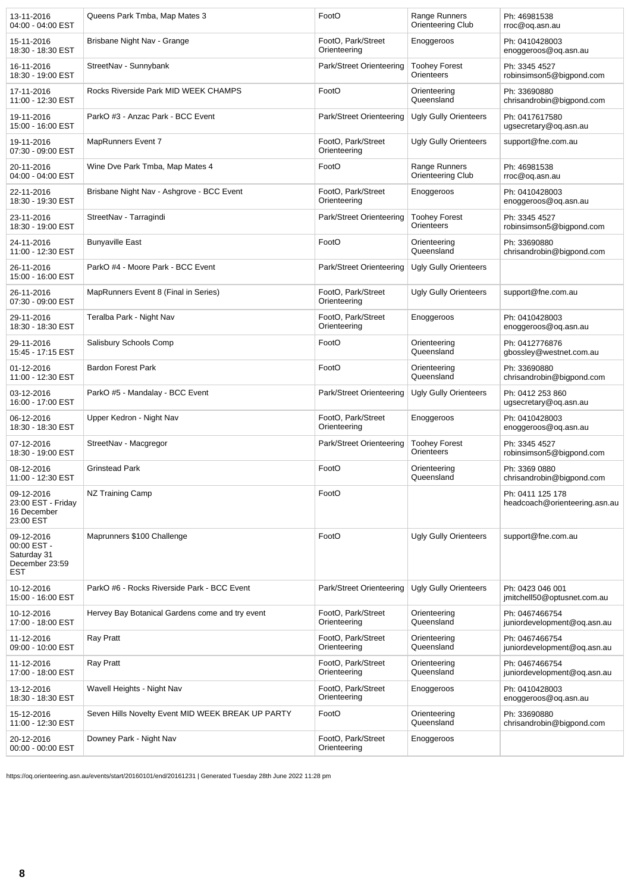| | | | | |
|---|---|---|---|---|
| 13-11-2016 04:00 - 04:00 EST | Queens Park Tmba, Map Mates 3 | FootO | Range Runners Orienteering Club | Ph: 46981538 rroc@oq.asn.au |
| 15-11-2016 18:30 - 18:30 EST | Brisbane Night Nav - Grange | FootO, Park/Street Orienteering | Enoggeroos | Ph: 0410428003 enoggeroos@oq.asn.au |
| 16-11-2016 18:30 - 19:00 EST | StreetNav - Sunnybank | Park/Street Orienteering | Toohey Forest Orienteers | Ph: 3345 4527 robinsimson5@bigpond.com |
| 17-11-2016 11:00 - 12:30 EST | Rocks Riverside Park MID WEEK CHAMPS | FootO | Orienteering Queensland | Ph: 33690880 chrisandrobin@bigpond.com |
| 19-11-2016 15:00 - 16:00 EST | ParkO #3 - Anzac Park - BCC Event | Park/Street Orienteering | Ugly Gully Orienteers | Ph: 0417617580 ugsecretary@oq.asn.au |
| 19-11-2016 07:30 - 09:00 EST | MapRunners Event 7 | FootO, Park/Street Orienteering | Ugly Gully Orienteers | support@fne.com.au |
| 20-11-2016 04:00 - 04:00 EST | Wine Dve Park Tmba, Map Mates 4 | FootO | Range Runners Orienteering Club | Ph: 46981538 rroc@oq.asn.au |
| 22-11-2016 18:30 - 19:30 EST | Brisbane Night Nav - Ashgrove - BCC Event | FootO, Park/Street Orienteering | Enoggeroos | Ph: 0410428003 enoggeroos@oq.asn.au |
| 23-11-2016 18:30 - 19:00 EST | StreetNav - Tarragindi | Park/Street Orienteering | Toohey Forest Orienteers | Ph: 3345 4527 robinsimson5@bigpond.com |
| 24-11-2016 11:00 - 12:30 EST | Bunyaville East | FootO | Orienteering Queensland | Ph: 33690880 chrisandrobin@bigpond.com |
| 26-11-2016 15:00 - 16:00 EST | ParkO #4 - Moore Park - BCC Event | Park/Street Orienteering | Ugly Gully Orienteers | |
| 26-11-2016 07:30 - 09:00 EST | MapRunners Event 8 (Final in Series) | FootO, Park/Street Orienteering | Ugly Gully Orienteers | support@fne.com.au |
| 29-11-2016 18:30 - 18:30 EST | Teralba Park - Night Nav | FootO, Park/Street Orienteering | Enoggeroos | Ph: 0410428003 enoggeroos@oq.asn.au |
| 29-11-2016 15:45 - 17:15 EST | Salisbury Schools Comp | FootO | Orienteering Queensland | Ph: 0412776876 gbossley@westnet.com.au |
| 01-12-2016 11:00 - 12:30 EST | Bardon Forest Park | FootO | Orienteering Queensland | Ph: 33690880 chrisandrobin@bigpond.com |
| 03-12-2016 16:00 - 17:00 EST | ParkO #5 - Mandalay - BCC Event | Park/Street Orienteering | Ugly Gully Orienteers | Ph: 0412 253 860 ugsecretary@oq.asn.au |
| 06-12-2016 18:30 - 18:30 EST | Upper Kedron - Night Nav | FootO, Park/Street Orienteering | Enoggeroos | Ph: 0410428003 enoggeroos@oq.asn.au |
| 07-12-2016 18:30 - 19:00 EST | StreetNav - Macgregor | Park/Street Orienteering | Toohey Forest Orienteers | Ph: 3345 4527 robinsimson5@bigpond.com |
| 08-12-2016 11:00 - 12:30 EST | Grinstead Park | FootO | Orienteering Queensland | Ph: 3369 0880 chrisandrobin@bigpond.com |
| 09-12-2016 23:00 EST - Friday 16 December 23:00 EST | NZ Training Camp | FootO | | Ph: 0411 125 178 headcoach@orienteering.asn.au |
| 09-12-2016 00:00 EST - Saturday 31 December 23:59 EST | Maprunners $100 Challenge | FootO | Ugly Gully Orienteers | support@fne.com.au |
| 10-12-2016 15:00 - 16:00 EST | ParkO #6 - Rocks Riverside Park - BCC Event | Park/Street Orienteering | Ugly Gully Orienteers | Ph: 0423 046 001 jmitchell50@optusnet.com.au |
| 10-12-2016 17:00 - 18:00 EST | Hervey Bay Botanical Gardens come and try event | FootO, Park/Street Orienteering | Orienteering Queensland | Ph: 0467466754 juniordevelopment@oq.asn.au |
| 11-12-2016 09:00 - 10:00 EST | Ray Pratt | FootO, Park/Street Orienteering | Orienteering Queensland | Ph: 0467466754 juniordevelopment@oq.asn.au |
| 11-12-2016 17:00 - 18:00 EST | Ray Pratt | FootO, Park/Street Orienteering | Orienteering Queensland | Ph: 0467466754 juniordevelopment@oq.asn.au |
| 13-12-2016 18:30 - 18:30 EST | Wavell Heights - Night Nav | FootO, Park/Street Orienteering | Enoggeroos | Ph: 0410428003 enoggeroos@oq.asn.au |
| 15-12-2016 11:00 - 12:30 EST | Seven Hills Novelty Event MID WEEK BREAK UP PARTY | FootO | Orienteering Queensland | Ph: 33690880 chrisandrobin@bigpond.com |
| 20-12-2016 00:00 - 00:00 EST | Downey Park - Night Nav | FootO, Park/Street Orienteering | Enoggeroos | |

https://oq.orienteering.asn.au/events/start/20160101/end/20161231 | Generated Tuesday 28th June 2022 11:28 pm